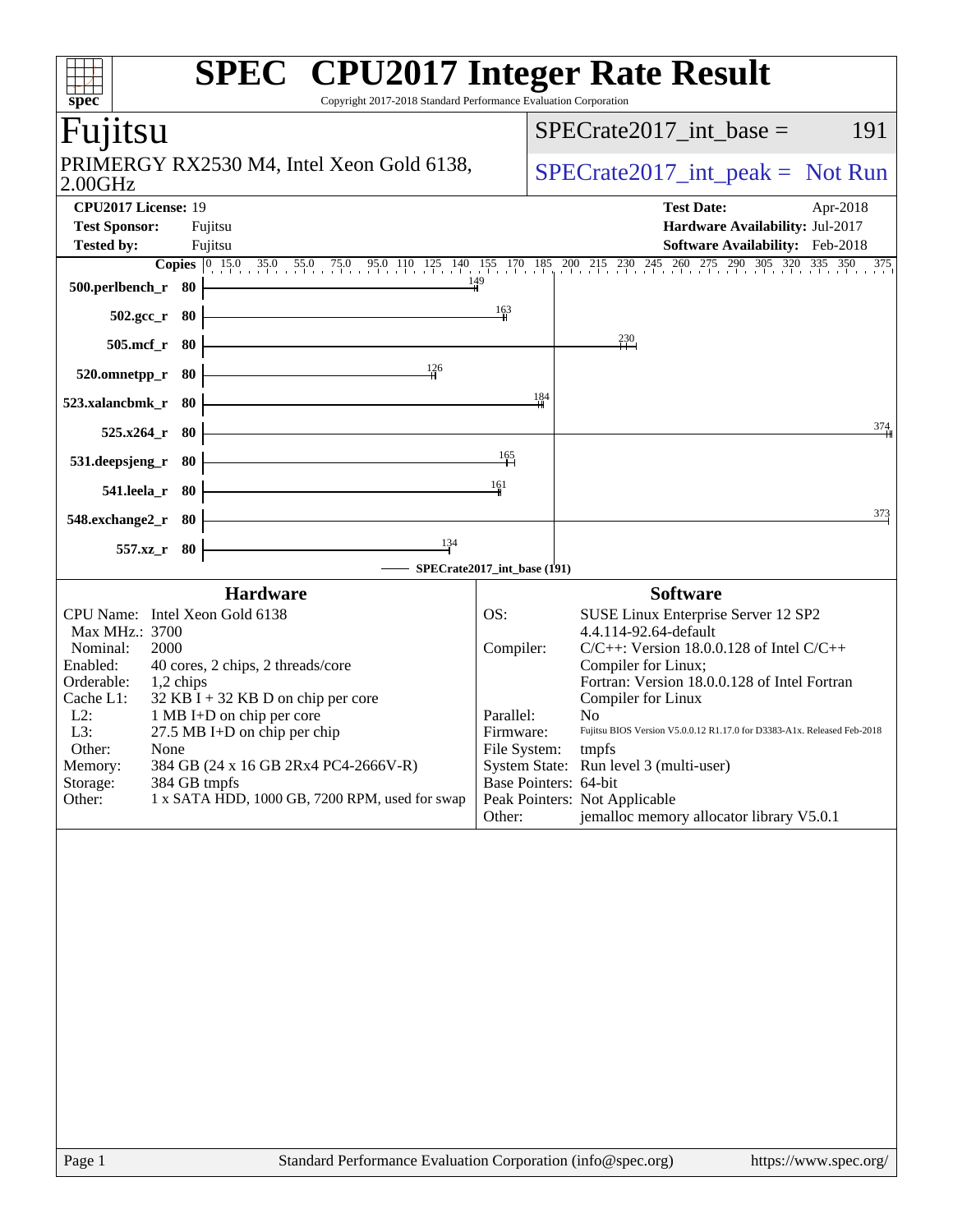# SPEC CPU2017 Integer Rate Result

Copyright 2017-2018 Standard Performance Evaluation Corporation

## Fujitsu

PRIMERGY RX2530 M4, Intel Xeon Gold 6138, 2.00GHz

SPECrate2017_int_base = 191

SPECrate2017_int_peak = Not Run

| | | | |
|---|---|---|---|
| **CPU2017 License:** | 19 | **Test Date:** | Apr-2018 |
| **Test Sponsor:** | Fujitsu | **Hardware Availability:** | Jul-2017 |
| **Tested by:** | Fujitsu | **Software Availability:** | Feb-2018 |

| Benchmark | Copies | Base Ratio |
|---|---|---|
| 500.perlbench_r | 80 | 149 |
| 502.gcc_r | 80 | 163 |
| 505.mcf_r | 80 | 230 |
| 520.omnetpp_r | 80 | 126 |
| 523.xalancbmk_r | 80 | 184 |
| 525.x264_r | 80 | 374 |
| 531.deepsjeng_r | 80 | 165 |
| 541.leela_r | 80 | 161 |
| 548.exchange2_r | 80 | 373 |
| 557.xz_r | 80 | 134 |

SPECrate2017_int_base (191)

### Hardware

| | |
|---|---|
| CPU Name: | Intel Xeon Gold 6138 |
| Max MHz.: | 3700 |
| Nominal: | 2000 |
| Enabled: | 40 cores, 2 chips, 2 threads/core |
| Orderable: | 1,2 chips |
| Cache L1: | 32 KB I + 32 KB D on chip per core |
| L2: | 1 MB I+D on chip per core |
| L3: | 27.5 MB I+D on chip per chip |
| Other: | None |
| Memory: | 384 GB (24 x 16 GB 2Rx4 PC4-2666V-R) |
| Storage: | 384 GB tmpfs |
| Other: | 1 x SATA HDD, 1000 GB, 7200 RPM, used for swap |

### Software

| | |
|---|---|
| OS: | SUSE Linux Enterprise Server 12 SP2 4.4.114-92.64-default |
| Compiler: | C/C++: Version 18.0.0.128 of Intel C/C++ Compiler for Linux; Fortran: Version 18.0.0.128 of Intel Fortran Compiler for Linux |
| Parallel: | No |
| Firmware: | Fujitsu BIOS Version V5.0.0.12 R1.17.0 for D3383-A1x. Released Feb-2018 |
| File System: | tmpfs |
| System State: | Run level 3 (multi-user) |
| Base Pointers: | 64-bit |
| Peak Pointers: | Not Applicable |
| Other: | jemalloc memory allocator library V5.0.1 |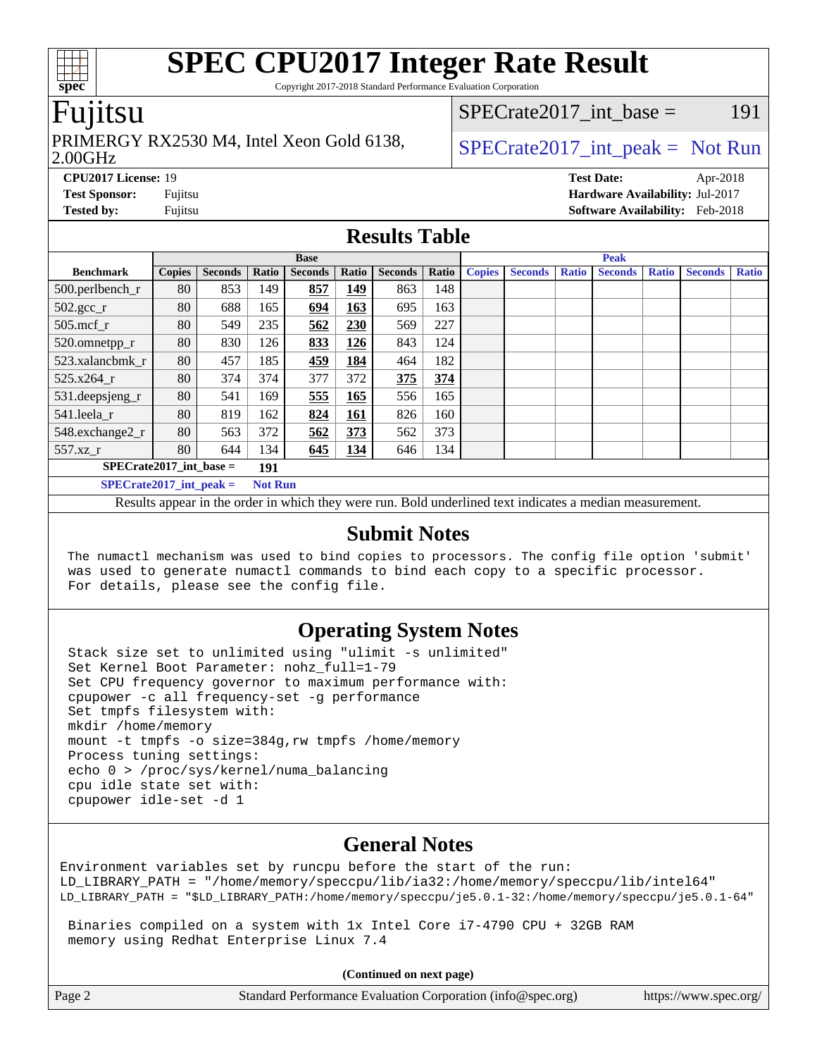# SPEC CPU2017 Integer Rate Result

Copyright 2017-2018 Standard Performance Evaluation Corporation

## Fujitsu

PRIMERGY RX2530 M4, Intel Xeon Gold 6138, 2.00GHz

SPECrate2017_int_base = 191

SPECrate2017_int_peak = Not Run

**CPU2017 License:** 19
**Test Sponsor:** Fujitsu
**Tested by:** Fujitsu

**Test Date:** Apr-2018
**Hardware Availability:** Jul-2017
**Software Availability:** Feb-2018

## Results Table

| Benchmark | Base | | | | | | | Peak | | | | | | |
|---|---|---|---|---|---|---|---|---|---|---|---|---|---|---|
| | Copies | Seconds | Ratio | Seconds | Ratio | Seconds | Ratio | Copies | Seconds | Ratio | Seconds | Ratio | Seconds | Ratio |
| 500.perlbench_r | 80 | 853 | 149 | **857** | **149** | 863 | 148 | | | | | | | |
| 502.gcc_r | 80 | 688 | 165 | **694** | **163** | 695 | 163 | | | | | | | |
| 505.mcf_r | 80 | 549 | 235 | **562** | **230** | 569 | 227 | | | | | | | |
| 520.omnetpp_r | 80 | 830 | 126 | **833** | **126** | 843 | 124 | | | | | | | |
| 523.xalancbmk_r | 80 | 457 | 185 | **459** | **184** | 464 | 182 | | | | | | | |
| 525.x264_r | 80 | 374 | 374 | 377 | 372 | **375** | **374** | | | | | | | |
| 531.deepsjeng_r | 80 | 541 | 169 | **555** | **165** | 556 | 165 | | | | | | | |
| 541.leela_r | 80 | 819 | 162 | **824** | **161** | 826 | 160 | | | | | | | |
| 548.exchange2_r | 80 | 563 | 372 | **562** | **373** | 562 | 373 | | | | | | | |
| 557.xz_r | 80 | 644 | 134 | **645** | **134** | 646 | 134 | | | | | | | |

**SPECrate2017_int_base = 191**

**SPECrate2017_int_peak = Not Run**

Results appear in the order in which they were run. Bold underlined text indicates a median measurement.

## Submit Notes

```
The numactl mechanism was used to bind copies to processors. The config file option 'submit'
was used to generate numactl commands to bind each copy to a specific processor.
For details, please see the config file.
```

## Operating System Notes

```
Stack size set to unlimited using "ulimit -s unlimited"
Set Kernel Boot Parameter: nohz_full=1-79
Set CPU frequency governor to maximum performance with:
cpupower -c all frequency-set -g performance
Set tmpfs filesystem with:
mkdir /home/memory
mount -t tmpfs -o size=384g,rw tmpfs /home/memory
Process tuning settings:
echo 0 > /proc/sys/kernel/numa_balancing
cpu idle state set with:
cpupower idle-set -d 1
```

## General Notes

```
Environment variables set by runcpu before the start of the run:
LD_LIBRARY_PATH = "/home/memory/speccpu/lib/ia32:/home/memory/speccpu/lib/intel64"
LD_LIBRARY_PATH = "$LD_LIBRARY_PATH:/home/memory/speccpu/je5.0.1-32:/home/memory/speccpu/je5.0.1-64"

 Binaries compiled on a system with 1x Intel Core i7-4790 CPU + 32GB RAM
 memory using Redhat Enterprise Linux 7.4
```

(Continued on next page)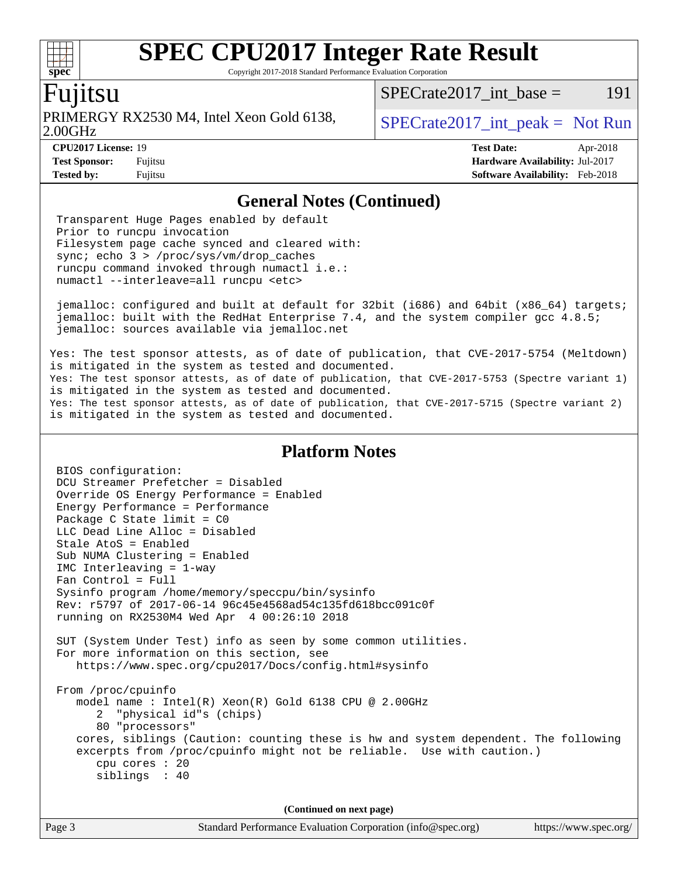## General Notes (Continued)

```
Transparent Huge Pages enabled by default
Prior to runcpu invocation
Filesystem page cache synced and cleared with:
sync; echo 3 > /proc/sys/vm/drop_caches
runcpu command invoked through numactl i.e.:
numactl --interleave=all runcpu <etc>

jemalloc: configured and built at default for 32bit (i686) and 64bit (x86_64) targets;
jemalloc: built with the RedHat Enterprise 7.4, and the system compiler gcc 4.8.5;
jemalloc: sources available via jemalloc.net
```

Yes: The test sponsor attests, as of date of publication, that CVE-2017-5754 (Meltdown) is mitigated in the system as tested and documented.
Yes: The test sponsor attests, as of date of publication, that CVE-2017-5753 (Spectre variant 1) is mitigated in the system as tested and documented.
Yes: The test sponsor attests, as of date of publication, that CVE-2017-5715 (Spectre variant 2) is mitigated in the system as tested and documented.

## Platform Notes

```
BIOS configuration:
DCU Streamer Prefetcher = Disabled
Override OS Energy Performance = Enabled
Energy Performance = Performance
Package C State limit = C0
LLC Dead Line Alloc = Disabled
Stale AtoS = Enabled
Sub NUMA Clustering = Enabled
IMC Interleaving = 1-way
Fan Control = Full
Sysinfo program /home/memory/speccpu/bin/sysinfo
Rev: r5797 of 2017-06-14 96c45e4568ad54c135fd618bcc091c0f
running on RX2530M4 Wed Apr  4 00:26:10 2018

SUT (System Under Test) info as seen by some common utilities.
For more information on this section, see
   https://www.spec.org/cpu2017/Docs/config.html#sysinfo

From /proc/cpuinfo
   model name : Intel(R) Xeon(R) Gold 6138 CPU @ 2.00GHz
      2  "physical id"s (chips)
      80 "processors"
   cores, siblings (Caution: counting these is hw and system dependent. The following
   excerpts from /proc/cpuinfo might not be reliable.  Use with caution.)
      cpu cores : 20
      siblings  : 40
```

(Continued on next page)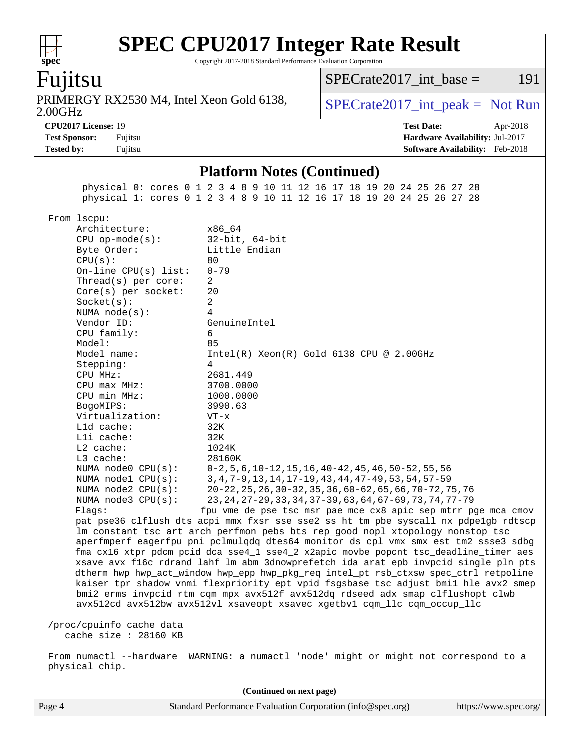## Platform Notes (Continued)

```
    physical 0: cores 0 1 2 3 4 8 9 10 11 12 16 17 18 19 20 24 25 26 27 28
    physical 1: cores 0 1 2 3 4 8 9 10 11 12 16 17 18 19 20 24 25 26 27 28

From lscpu:
    Architecture:          x86_64
    CPU op-mode(s):        32-bit, 64-bit
    Byte Order:            Little Endian
    CPU(s):                80
    On-line CPU(s) list:   0-79
    Thread(s) per core:    2
    Core(s) per socket:    20
    Socket(s):             2
    NUMA node(s):          4
    Vendor ID:             GenuineIntel
    CPU family:            6
    Model:                 85
    Model name:            Intel(R) Xeon(R) Gold 6138 CPU @ 2.00GHz
    Stepping:              4
    CPU MHz:               2681.449
    CPU max MHz:           3700.0000
    CPU min MHz:           1000.0000
    BogoMIPS:              3990.63
    Virtualization:        VT-x
    L1d cache:             32K
    L1i cache:             32K
    L2 cache:              1024K
    L3 cache:              28160K
    NUMA node0 CPU(s):     0-2,5,6,10-12,15,16,40-42,45,46,50-52,55,56
    NUMA node1 CPU(s):     3,4,7-9,13,14,17-19,43,44,47-49,53,54,57-59
    NUMA node2 CPU(s):     20-22,25,26,30-32,35,36,60-62,65,66,70-72,75,76
    NUMA node3 CPU(s):     23,24,27-29,33,34,37-39,63,64,67-69,73,74,77-79
    Flags:                 fpu vme de pse tsc msr pae mce cx8 apic sep mtrr pge mca cmov
    pat pse36 clflush dts acpi mmx fxsr sse sse2 ss ht tm pbe syscall nx pdpe1gb rdtscp
    lm constant_tsc art arch_perfmon pebs bts rep_good nopl xtopology nonstop_tsc
    aperfmperf eagerfpu pni pclmulqdq dtes64 monitor ds_cpl vmx smx est tm2 ssse3 sdbg
    fma cx16 xtpr pdcm pcid dca sse4_1 sse4_2 x2apic movbe popcnt tsc_deadline_timer aes
    xsave avx f16c rdrand lahf_lm abm 3dnowprefetch ida arat epb invpcid_single pln pts
    dtherm hwp hwp_act_window hwp_epp hwp_pkg_req intel_pt rsb_ctxsw spec_ctrl retpoline
    kaiser tpr_shadow vnmi flexpriority ept vpid fsgsbase tsc_adjust bmi1 hle avx2 smep
    bmi2 erms invpcid rtm cqm mpx avx512f avx512dq rdseed adx smap clflushopt clwb
    avx512cd avx512bw avx512vl xsaveopt xsavec xgetbv1 cqm_llc cqm_occup_llc

/proc/cpuinfo cache data
   cache size : 28160 KB

From numactl --hardware  WARNING: a numactl 'node' might or might not correspond to a
physical chip.
```

(Continued on next page)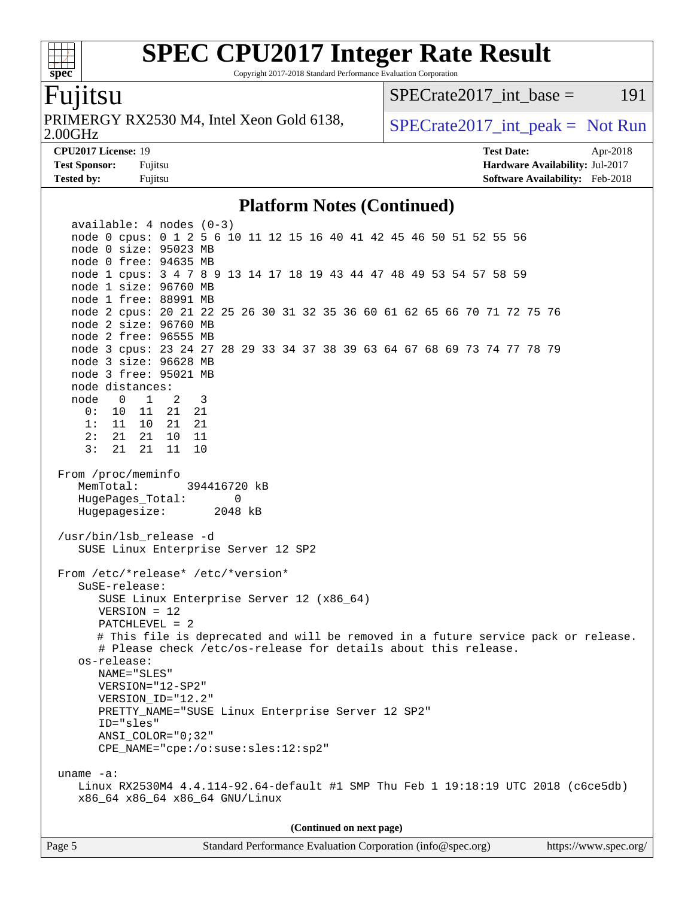# SPEC CPU2017 Integer Rate Result

Copyright 2017-2018 Standard Performance Evaluation Corporation

## Fujitsu

PRIMERGY RX2530 M4, Intel Xeon Gold 6138, 2.00GHz

SPECrate2017_int_base = 191

SPECrate2017_int_peak = Not Run

**CPU2017 License:** 19
**Test Sponsor:** Fujitsu
**Tested by:** Fujitsu

**Test Date:** Apr-2018
**Hardware Availability:** Jul-2017
**Software Availability:** Feb-2018

## Platform Notes (Continued)

```
  available: 4 nodes (0-3)
  node 0 cpus: 0 1 2 5 6 10 11 12 15 16 40 41 42 45 46 50 51 52 55 56
  node 0 size: 95023 MB
  node 0 free: 94635 MB
  node 1 cpus: 3 4 7 8 9 13 14 17 18 19 43 44 47 48 49 53 54 57 58 59
  node 1 size: 96760 MB
  node 1 free: 88991 MB
  node 2 cpus: 20 21 22 25 26 30 31 32 35 36 60 61 62 65 66 70 71 72 75 76
  node 2 size: 96760 MB
  node 2 free: 96555 MB
  node 3 cpus: 23 24 27 28 29 33 34 37 38 39 63 64 67 68 69 73 74 77 78 79
  node 3 size: 96628 MB
  node 3 free: 95021 MB
  node distances:
  node   0   1   2   3
    0:  10  11  21  21
    1:  11  10  21  21
    2:  21  21  10  11
    3:  21  21  11  10

From /proc/meminfo
   MemTotal:       394416720 kB
   HugePages_Total:       0
   Hugepagesize:       2048 kB

/usr/bin/lsb_release -d
   SUSE Linux Enterprise Server 12 SP2

From /etc/*release* /etc/*version*
   SuSE-release:
      SUSE Linux Enterprise Server 12 (x86_64)
      VERSION = 12
      PATCHLEVEL = 2
      # This file is deprecated and will be removed in a future service pack or release.
      # Please check /etc/os-release for details about this release.
   os-release:
      NAME="SLES"
      VERSION="12-SP2"
      VERSION_ID="12.2"
      PRETTY_NAME="SUSE Linux Enterprise Server 12 SP2"
      ID="sles"
      ANSI_COLOR="0;32"
      CPE_NAME="cpe:/o:suse:sles:12:sp2"

uname -a:
   Linux RX2530M4 4.4.114-92.64-default #1 SMP Thu Feb 1 19:18:19 UTC 2018 (c6ce5db)
   x86_64 x86_64 x86_64 GNU/Linux
```

(Continued on next page)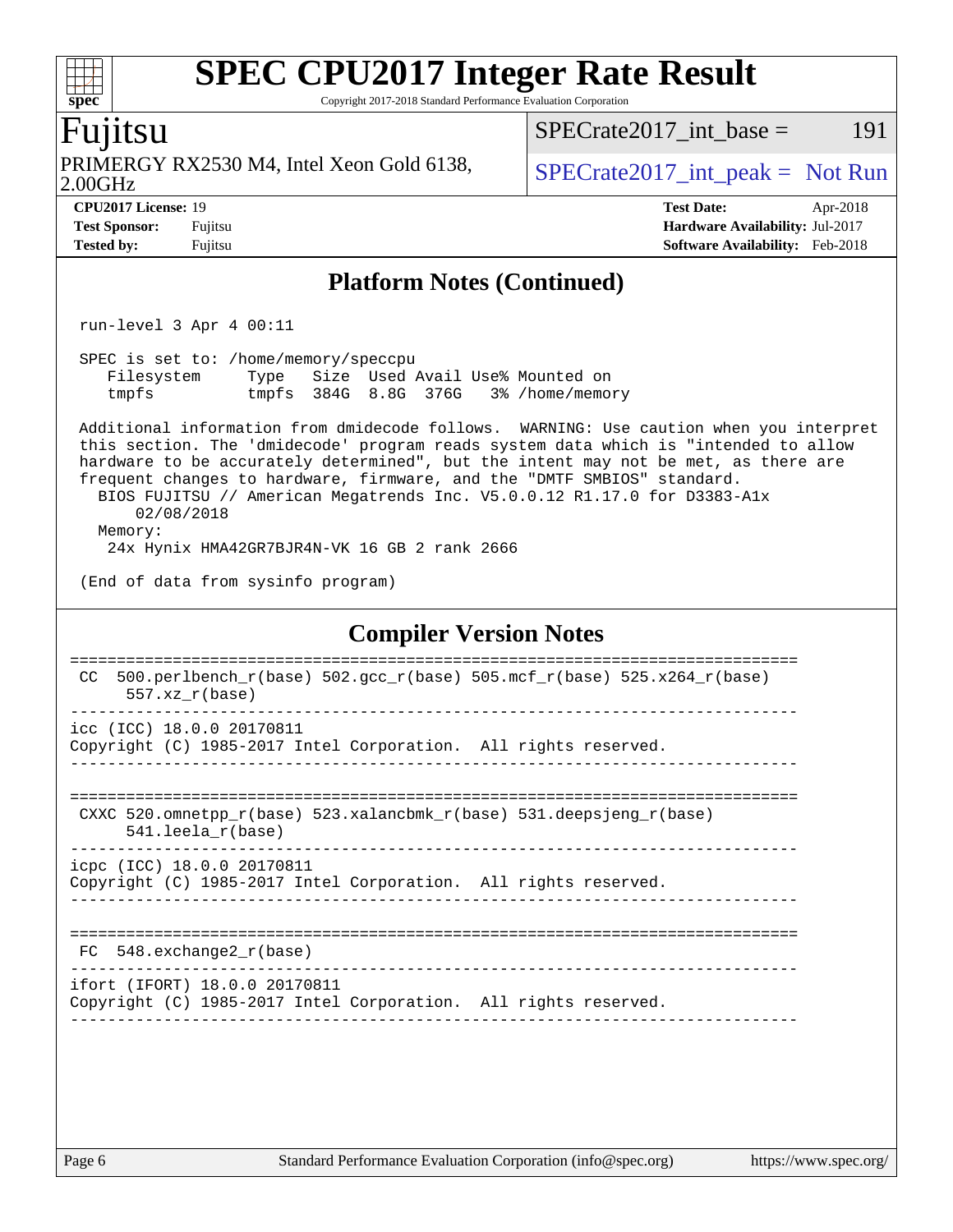## Platform Notes (Continued)

```
run-level 3 Apr 4 00:11

SPEC is set to: /home/memory/speccpu
   Filesystem     Type   Size  Used Avail Use% Mounted on
   tmpfs          tmpfs  384G  8.8G  376G   3% /home/memory

Additional information from dmidecode follows.  WARNING: Use caution when you interpret
this section. The 'dmidecode' program reads system data which is "intended to allow
hardware to be accurately determined", but the intent may not be met, as there are
frequent changes to hardware, firmware, and the "DMTF SMBIOS" standard.
  BIOS FUJITSU // American Megatrends Inc. V5.0.0.12 R1.17.0 for D3383-A1x
      02/08/2018
  Memory:
   24x Hynix HMA42GR7BJR4N-VK 16 GB 2 rank 2666

(End of data from sysinfo program)
```

## Compiler Version Notes

```
==============================================================================
 CC  500.perlbench_r(base) 502.gcc_r(base) 505.mcf_r(base) 525.x264_r(base)
      557.xz_r(base)
------------------------------------------------------------------------------
icc (ICC) 18.0.0 20170811
Copyright (C) 1985-2017 Intel Corporation.  All rights reserved.
------------------------------------------------------------------------------

==============================================================================
 CXXC 520.omnetpp_r(base) 523.xalancbmk_r(base) 531.deepsjeng_r(base)
      541.leela_r(base)
------------------------------------------------------------------------------
icpc (ICC) 18.0.0 20170811
Copyright (C) 1985-2017 Intel Corporation.  All rights reserved.
------------------------------------------------------------------------------

==============================================================================
 FC  548.exchange2_r(base)
------------------------------------------------------------------------------
ifort (IFORT) 18.0.0 20170811
Copyright (C) 1985-2017 Intel Corporation.  All rights reserved.
------------------------------------------------------------------------------
```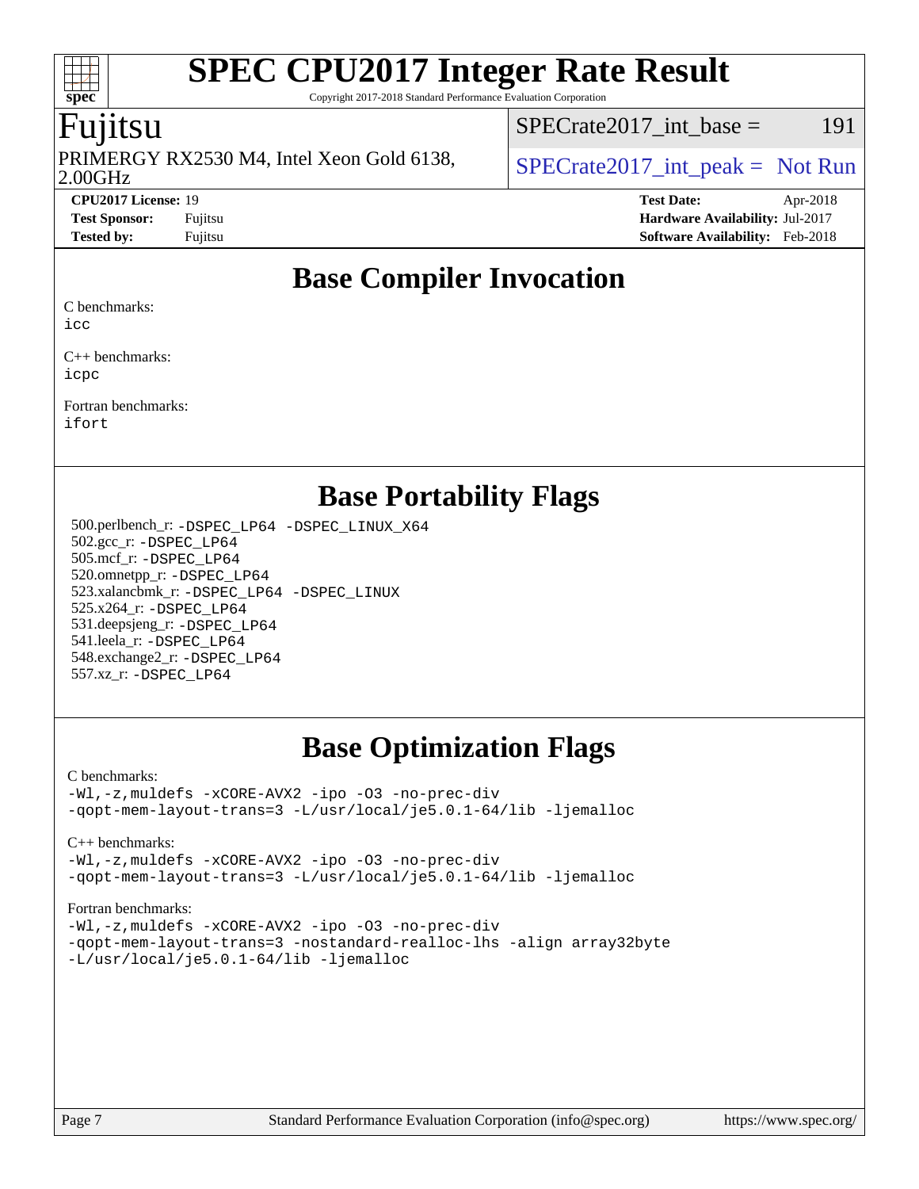# SPEC CPU2017 Integer Rate Result

Copyright 2017-2018 Standard Performance Evaluation Corporation

## Fujitsu

PRIMERGY RX2530 M4, Intel Xeon Gold 6138, 2.00GHz

SPECrate2017_int_base = 191

SPECrate2017_int_peak = Not Run

**CPU2017 License:** 19
**Test Sponsor:** Fujitsu
**Tested by:** Fujitsu

**Test Date:** Apr-2018
**Hardware Availability:** Jul-2017
**Software Availability:** Feb-2018

## Base Compiler Invocation

C benchmarks:
`icc`

C++ benchmarks:
`icpc`

Fortran benchmarks:
`ifort`

## Base Portability Flags

500.perlbench_r: `-DSPEC_LP64 -DSPEC_LINUX_X64`
502.gcc_r: `-DSPEC_LP64`
505.mcf_r: `-DSPEC_LP64`
520.omnetpp_r: `-DSPEC_LP64`
523.xalancbmk_r: `-DSPEC_LP64 -DSPEC_LINUX`
525.x264_r: `-DSPEC_LP64`
531.deepsjeng_r: `-DSPEC_LP64`
541.leela_r: `-DSPEC_LP64`
548.exchange2_r: `-DSPEC_LP64`
557.xz_r: `-DSPEC_LP64`

## Base Optimization Flags

C benchmarks:

```
-Wl,-z,muldefs -xCORE-AVX2 -ipo -O3 -no-prec-div
-qopt-mem-layout-trans=3 -L/usr/local/je5.0.1-64/lib -ljemalloc
```

C++ benchmarks:

```
-Wl,-z,muldefs -xCORE-AVX2 -ipo -O3 -no-prec-div
-qopt-mem-layout-trans=3 -L/usr/local/je5.0.1-64/lib -ljemalloc
```

Fortran benchmarks:

```
-Wl,-z,muldefs -xCORE-AVX2 -ipo -O3 -no-prec-div
-qopt-mem-layout-trans=3 -nostandard-realloc-lhs -align array32byte
-L/usr/local/je5.0.1-64/lib -ljemalloc
```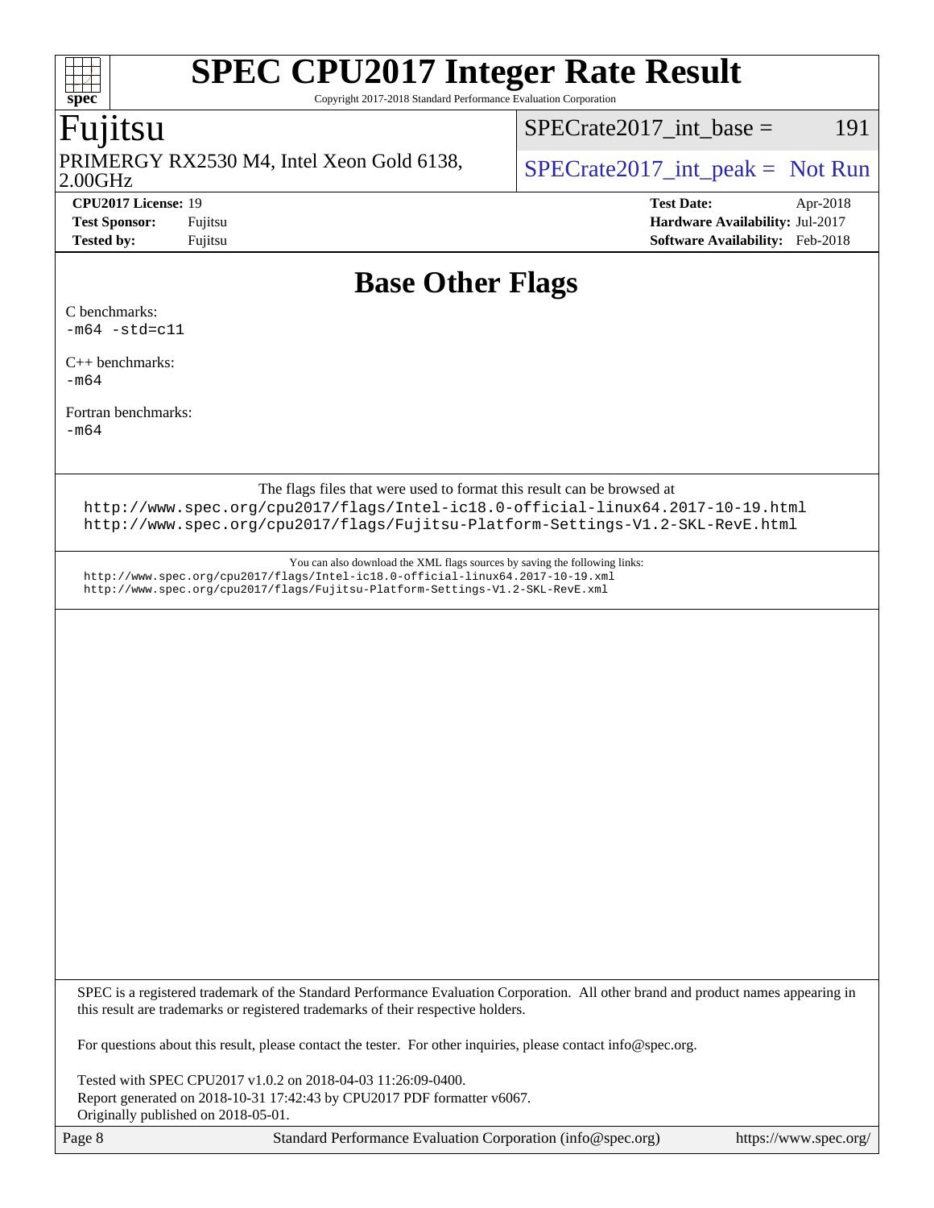# SPEC CPU2017 Integer Rate Result

Copyright 2017-2018 Standard Performance Evaluation Corporation

## Fujitsu

PRIMERGY RX2530 M4, Intel Xeon Gold 6138, 2.00GHz

SPECrate2017_int_base = 191

SPECrate2017_int_peak = Not Run

**CPU2017 License:** 19
**Test Sponsor:** Fujitsu
**Tested by:** Fujitsu

**Test Date:** Apr-2018
**Hardware Availability:** Jul-2017
**Software Availability:** Feb-2018

## Base Other Flags

C benchmarks:
-m64 -std=c11

C++ benchmarks:
-m64

Fortran benchmarks:
-m64

The flags files that were used to format this result can be browsed at
http://www.spec.org/cpu2017/flags/Intel-ic18.0-official-linux64.2017-10-19.html
http://www.spec.org/cpu2017/flags/Fujitsu-Platform-Settings-V1.2-SKL-RevE.html

You can also download the XML flags sources by saving the following links:
http://www.spec.org/cpu2017/flags/Intel-ic18.0-official-linux64.2017-10-19.xml
http://www.spec.org/cpu2017/flags/Fujitsu-Platform-Settings-V1.2-SKL-RevE.xml

SPEC is a registered trademark of the Standard Performance Evaluation Corporation. All other brand and product names appearing in this result are trademarks or registered trademarks of their respective holders.

For questions about this result, please contact the tester. For other inquiries, please contact info@spec.org.

Tested with SPEC CPU2017 v1.0.2 on 2018-04-03 11:26:09-0400.
Report generated on 2018-10-31 17:42:43 by CPU2017 PDF formatter v6067.
Originally published on 2018-05-01.